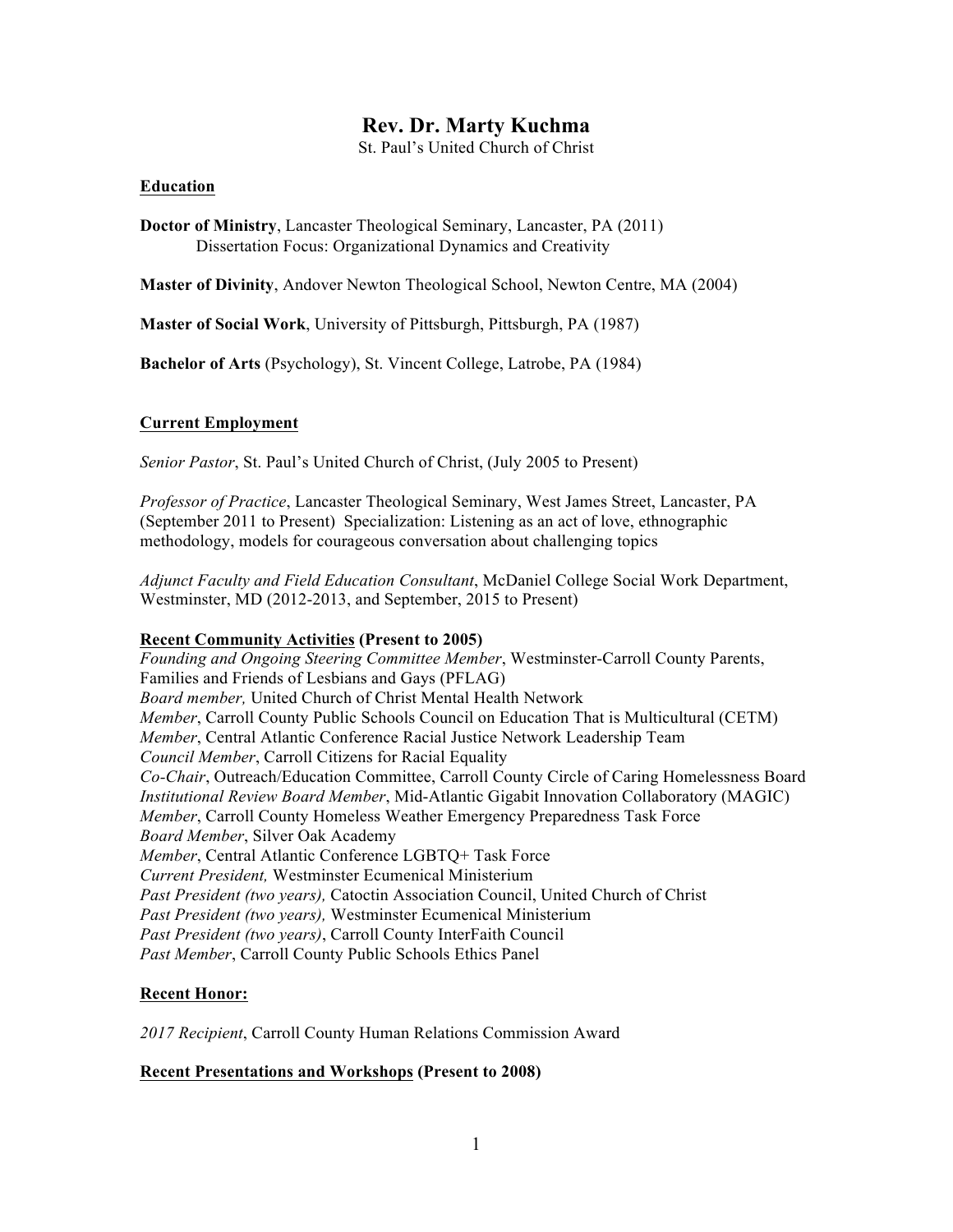# Rev. Dr. Marty Kuchma

St. Paul's United Church of Christ

## Education

**Doctor of Ministry**, Lancaster Theological Seminary, Lancaster, PA (2011)
Dissertation Focus: Organizational Dynamics and Creativity

**Master of Divinity**, Andover Newton Theological School, Newton Centre, MA (2004)

**Master of Social Work**, University of Pittsburgh, Pittsburgh, PA (1987)

**Bachelor of Arts** (Psychology), St. Vincent College, Latrobe, PA (1984)

## Current Employment

*Senior Pastor*, St. Paul's United Church of Christ, (July 2005 to Present)

*Professor of Practice*, Lancaster Theological Seminary, West James Street, Lancaster, PA (September 2011 to Present) Specialization: Listening as an act of love, ethnographic methodology, models for courageous conversation about challenging topics

*Adjunct Faculty and Field Education Consultant*, McDaniel College Social Work Department, Westminster, MD (2012-2013, and September, 2015 to Present)

## Recent Community Activities (Present to 2005)

*Founding and Ongoing Steering Committee Member*, Westminster-Carroll County Parents, Families and Friends of Lesbians and Gays (PFLAG)
*Board member,* United Church of Christ Mental Health Network
*Member*, Carroll County Public Schools Council on Education That is Multicultural (CETM)
*Member*, Central Atlantic Conference Racial Justice Network Leadership Team
*Council Member*, Carroll Citizens for Racial Equality
*Co-Chair*, Outreach/Education Committee, Carroll County Circle of Caring Homelessness Board
*Institutional Review Board Member*, Mid-Atlantic Gigabit Innovation Collaboratory (MAGIC)
*Member*, Carroll County Homeless Weather Emergency Preparedness Task Force
*Board Member*, Silver Oak Academy
*Member*, Central Atlantic Conference LGBTQ+ Task Force
*Current President,* Westminster Ecumenical Ministerium
*Past President (two years),* Catoctin Association Council, United Church of Christ
*Past President (two years),* Westminster Ecumenical Ministerium
*Past President (two years)*, Carroll County InterFaith Council
*Past Member*, Carroll County Public Schools Ethics Panel

## Recent Honor:

*2017 Recipient*, Carroll County Human Relations Commission Award

## Recent Presentations and Workshops (Present to 2008)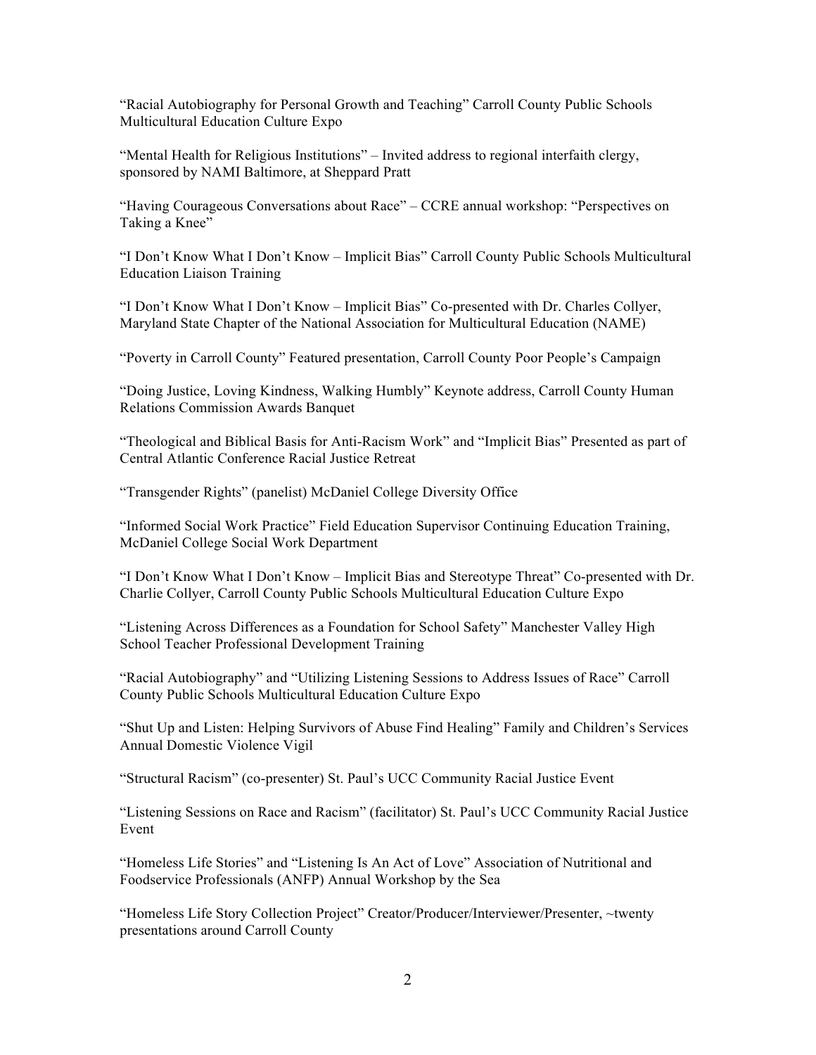"Racial Autobiography for Personal Growth and Teaching" Carroll County Public Schools Multicultural Education Culture Expo

"Mental Health for Religious Institutions" – Invited address to regional interfaith clergy, sponsored by NAMI Baltimore, at Sheppard Pratt

"Having Courageous Conversations about Race" – CCRE annual workshop: "Perspectives on Taking a Knee"

"I Don't Know What I Don't Know – Implicit Bias" Carroll County Public Schools Multicultural Education Liaison Training

"I Don't Know What I Don't Know – Implicit Bias" Co-presented with Dr. Charles Collyer, Maryland State Chapter of the National Association for Multicultural Education (NAME)

"Poverty in Carroll County" Featured presentation, Carroll County Poor People's Campaign

"Doing Justice, Loving Kindness, Walking Humbly" Keynote address, Carroll County Human Relations Commission Awards Banquet

"Theological and Biblical Basis for Anti-Racism Work" and "Implicit Bias" Presented as part of Central Atlantic Conference Racial Justice Retreat

"Transgender Rights" (panelist) McDaniel College Diversity Office

"Informed Social Work Practice" Field Education Supervisor Continuing Education Training, McDaniel College Social Work Department

"I Don't Know What I Don't Know – Implicit Bias and Stereotype Threat" Co-presented with Dr. Charlie Collyer, Carroll County Public Schools Multicultural Education Culture Expo

"Listening Across Differences as a Foundation for School Safety" Manchester Valley High School Teacher Professional Development Training

"Racial Autobiography" and "Utilizing Listening Sessions to Address Issues of Race" Carroll County Public Schools Multicultural Education Culture Expo

"Shut Up and Listen: Helping Survivors of Abuse Find Healing" Family and Children's Services Annual Domestic Violence Vigil

"Structural Racism" (co-presenter) St. Paul's UCC Community Racial Justice Event

"Listening Sessions on Race and Racism" (facilitator) St. Paul's UCC Community Racial Justice Event

"Homeless Life Stories" and "Listening Is An Act of Love" Association of Nutritional and Foodservice Professionals (ANFP) Annual Workshop by the Sea

"Homeless Life Story Collection Project" Creator/Producer/Interviewer/Presenter, ~twenty presentations around Carroll County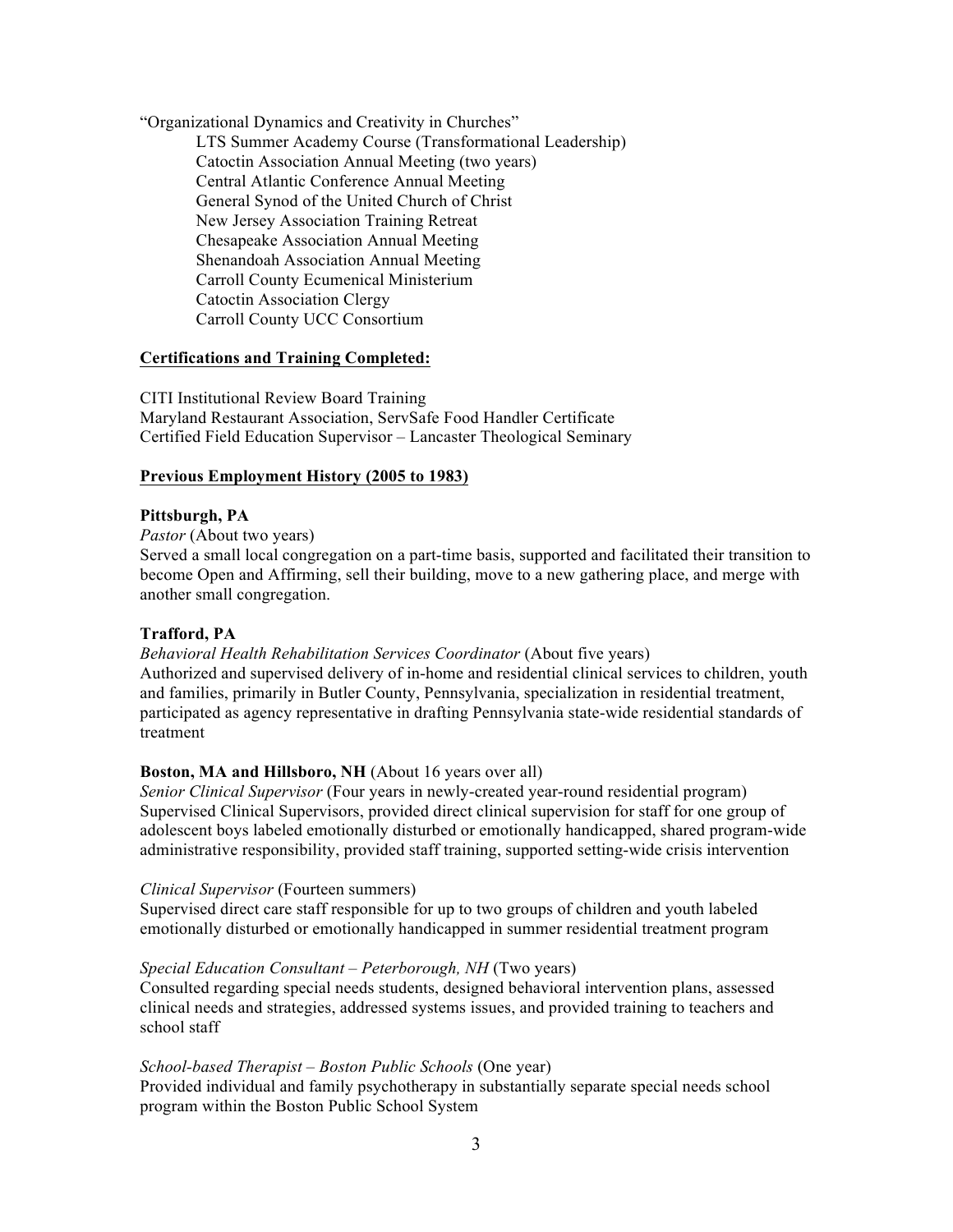"Organizational Dynamics and Creativity in Churches"

- LTS Summer Academy Course (Transformational Leadership)
- Catoctin Association Annual Meeting (two years)
- Central Atlantic Conference Annual Meeting
- General Synod of the United Church of Christ
- New Jersey Association Training Retreat
- Chesapeake Association Annual Meeting
- Shenandoah Association Annual Meeting
- Carroll County Ecumenical Ministerium
- Catoctin Association Clergy
- Carroll County UCC Consortium

**Certifications and Training Completed:**

CITI Institutional Review Board Training
Maryland Restaurant Association, ServSafe Food Handler Certificate
Certified Field Education Supervisor – Lancaster Theological Seminary

**Previous Employment History (2005 to 1983)**

**Pittsburgh, PA**
*Pastor* (About two years)
Served a small local congregation on a part-time basis, supported and facilitated their transition to become Open and Affirming, sell their building, move to a new gathering place, and merge with another small congregation.

**Trafford, PA**
*Behavioral Health Rehabilitation Services Coordinator* (About five years)
Authorized and supervised delivery of in-home and residential clinical services to children, youth and families, primarily in Butler County, Pennsylvania, specialization in residential treatment, participated as agency representative in drafting Pennsylvania state-wide residential standards of treatment

**Boston, MA and Hillsboro, NH** (About 16 years over all)
*Senior Clinical Supervisor* (Four years in newly-created year-round residential program)
Supervised Clinical Supervisors, provided direct clinical supervision for staff for one group of adolescent boys labeled emotionally disturbed or emotionally handicapped, shared program-wide administrative responsibility, provided staff training, supported setting-wide crisis intervention

*Clinical Supervisor* (Fourteen summers)
Supervised direct care staff responsible for up to two groups of children and youth labeled emotionally disturbed or emotionally handicapped in summer residential treatment program

*Special Education Consultant – Peterborough, NH* (Two years)
Consulted regarding special needs students, designed behavioral intervention plans, assessed clinical needs and strategies, addressed systems issues, and provided training to teachers and school staff

*School-based Therapist – Boston Public Schools* (One year)
Provided individual and family psychotherapy in substantially separate special needs school program within the Boston Public School System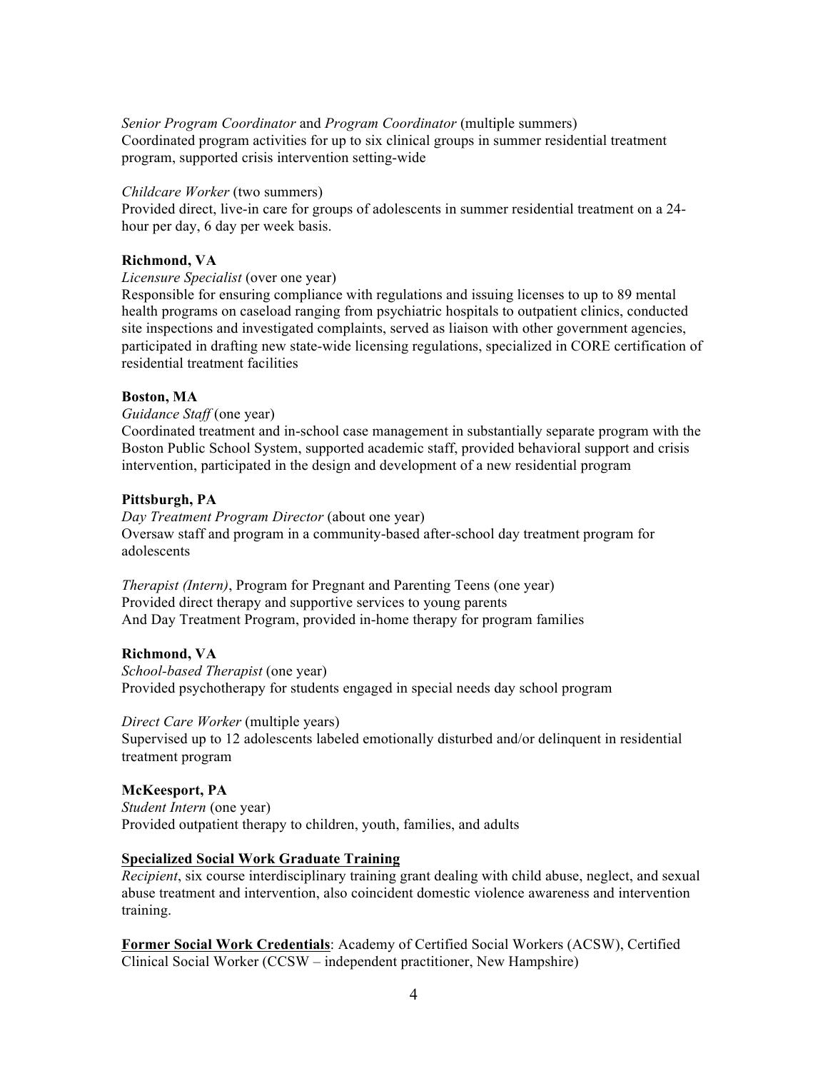*Senior Program Coordinator* and *Program Coordinator* (multiple summers)
Coordinated program activities for up to six clinical groups in summer residential treatment program, supported crisis intervention setting-wide

*Childcare Worker* (two summers)
Provided direct, live-in care for groups of adolescents in summer residential treatment on a 24-hour per day, 6 day per week basis.

**Richmond, VA**
*Licensure Specialist* (over one year)
Responsible for ensuring compliance with regulations and issuing licenses to up to 89 mental health programs on caseload ranging from psychiatric hospitals to outpatient clinics, conducted site inspections and investigated complaints, served as liaison with other government agencies, participated in drafting new state-wide licensing regulations, specialized in CORE certification of residential treatment facilities

**Boston, MA**
*Guidance Staff* (one year)
Coordinated treatment and in-school case management in substantially separate program with the Boston Public School System, supported academic staff, provided behavioral support and crisis intervention, participated in the design and development of a new residential program

**Pittsburgh, PA**
*Day Treatment Program Director* (about one year)
Oversaw staff and program in a community-based after-school day treatment program for adolescents

*Therapist (Intern)*, Program for Pregnant and Parenting Teens (one year)
Provided direct therapy and supportive services to young parents
And Day Treatment Program, provided in-home therapy for program families

**Richmond, VA**
*School-based Therapist* (one year)
Provided psychotherapy for students engaged in special needs day school program

*Direct Care Worker* (multiple years)
Supervised up to 12 adolescents labeled emotionally disturbed and/or delinquent in residential treatment program

**McKeesport, PA**
*Student Intern* (one year)
Provided outpatient therapy to children, youth, families, and adults

**Specialized Social Work Graduate Training**
*Recipient*, six course interdisciplinary training grant dealing with child abuse, neglect, and sexual abuse treatment and intervention, also coincident domestic violence awareness and intervention training.

**Former Social Work Credentials**: Academy of Certified Social Workers (ACSW), Certified Clinical Social Worker (CCSW – independent practitioner, New Hampshire)